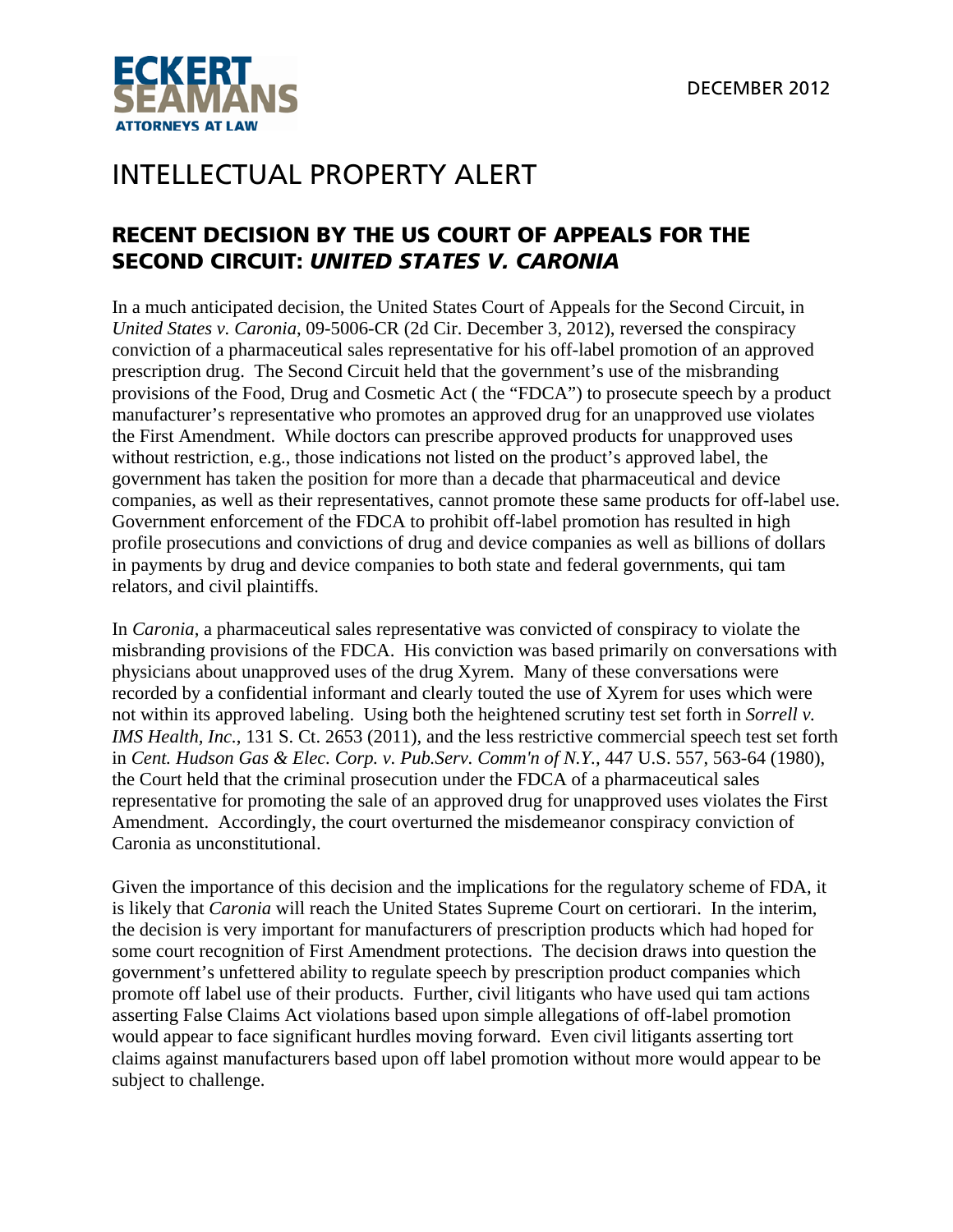ECKERT
SEAMANS
ATTORNEYS AT LAW

DECEMBER 2012

# INTELLECTUAL PROPERTY ALERT

## RECENT DECISION BY THE US COURT OF APPEALS FOR THE SECOND CIRCUIT: *UNITED STATES V. CARONIA*

In a much anticipated decision, the United States Court of Appeals for the Second Circuit, in *United States v. Caronia*, 09-5006-CR (2d Cir. December 3, 2012), reversed the conspiracy conviction of a pharmaceutical sales representative for his off-label promotion of an approved prescription drug. The Second Circuit held that the government's use of the misbranding provisions of the Food, Drug and Cosmetic Act ( the "FDCA") to prosecute speech by a product manufacturer's representative who promotes an approved drug for an unapproved use violates the First Amendment. While doctors can prescribe approved products for unapproved uses without restriction, e.g., those indications not listed on the product's approved label, the government has taken the position for more than a decade that pharmaceutical and device companies, as well as their representatives, cannot promote these same products for off-label use. Government enforcement of the FDCA to prohibit off-label promotion has resulted in high profile prosecutions and convictions of drug and device companies as well as billions of dollars in payments by drug and device companies to both state and federal governments, qui tam relators, and civil plaintiffs.

In *Caronia*, a pharmaceutical sales representative was convicted of conspiracy to violate the misbranding provisions of the FDCA. His conviction was based primarily on conversations with physicians about unapproved uses of the drug Xyrem. Many of these conversations were recorded by a confidential informant and clearly touted the use of Xyrem for uses which were not within its approved labeling. Using both the heightened scrutiny test set forth in *Sorrell v. IMS Health, Inc.*, 131 S. Ct. 2653 (2011), and the less restrictive commercial speech test set forth in *Cent. Hudson Gas & Elec. Corp. v. Pub.Serv. Comm'n of N.Y.,* 447 U.S. 557, 563-64 (1980), the Court held that the criminal prosecution under the FDCA of a pharmaceutical sales representative for promoting the sale of an approved drug for unapproved uses violates the First Amendment. Accordingly, the court overturned the misdemeanor conspiracy conviction of Caronia as unconstitutional.

Given the importance of this decision and the implications for the regulatory scheme of FDA, it is likely that *Caronia* will reach the United States Supreme Court on certiorari. In the interim, the decision is very important for manufacturers of prescription products which had hoped for some court recognition of First Amendment protections. The decision draws into question the government's unfettered ability to regulate speech by prescription product companies which promote off label use of their products. Further, civil litigants who have used qui tam actions asserting False Claims Act violations based upon simple allegations of off-label promotion would appear to face significant hurdles moving forward. Even civil litigants asserting tort claims against manufacturers based upon off label promotion without more would appear to be subject to challenge.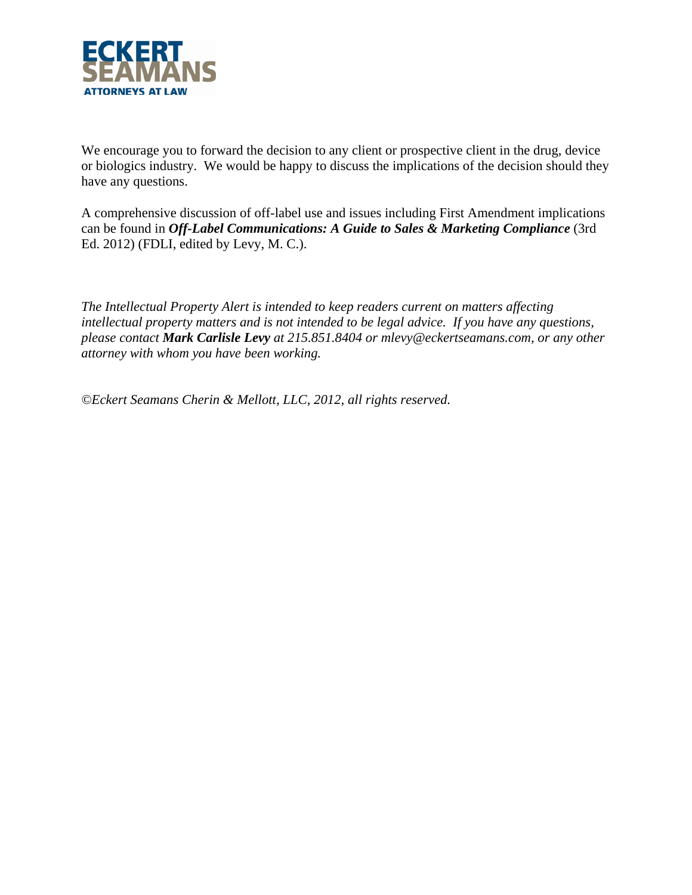We encourage you to forward the decision to any client or prospective client in the drug, device or biologics industry. We would be happy to discuss the implications of the decision should they have any questions.

A comprehensive discussion of off-label use and issues including First Amendment implications can be found in ***Off-Label Communications: A Guide to Sales & Marketing Compliance*** (3rd Ed. 2012) (FDLI, edited by Levy, M. C.).

*The Intellectual Property Alert is intended to keep readers current on matters affecting intellectual property matters and is not intended to be legal advice. If you have any questions, please contact **Mark Carlisle Levy** at 215.851.8404 or mlevy@eckertseamans.com, or any other attorney with whom you have been working.*

*©Eckert Seamans Cherin & Mellott, LLC, 2012, all rights reserved.*